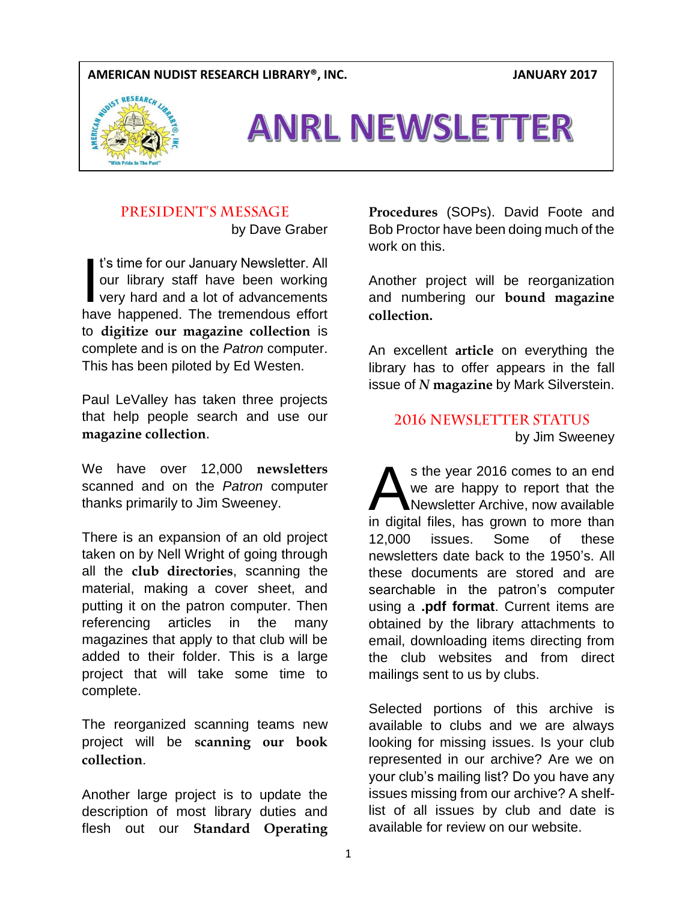**AMERICAN NUDIST RESEARCH LIBRARY®, INC.** **JANUARY 2017**

# ANRL NEWSLETTER

## PRESIDENT'S MESSAGE

by Dave Graber

It's time for our January Newsletter. All our library staff have been working very hard and a lot of advancements have happened. The tremendous effort to **digitize our magazine collection** is complete and is on the *Patron* computer. This has been piloted by Ed Westen.

Paul LeValley has taken three projects that help people search and use our **magazine collection**.

We have over 12,000 **newsletters** scanned and on the *Patron* computer thanks primarily to Jim Sweeney.

There is an expansion of an old project taken on by Nell Wright of going through all the **club directories**, scanning the material, making a cover sheet, and putting it on the patron computer. Then referencing articles in the many magazines that apply to that club will be added to their folder. This is a large project that will take some time to complete.

The reorganized scanning teams new project will be **scanning our book collection**.

Another large project is to update the description of most library duties and flesh out our **Standard Operating Procedures** (SOPs). David Foote and Bob Proctor have been doing much of the work on this.

Another project will be reorganization and numbering our **bound magazine collection.**

An excellent **article** on everything the library has to offer appears in the fall issue of ***N* magazine** by Mark Silverstein.

## 2016 NEWSLETTER STATUS

by Jim Sweeney

As the year 2016 comes to an end we are happy to report that the Newsletter Archive, now available in digital files, has grown to more than 12,000 issues. Some of these newsletters date back to the 1950's. All these documents are stored and are searchable in the patron's computer using a **.pdf format**. Current items are obtained by the library attachments to email, downloading items directing from the club websites and from direct mailings sent to us by clubs.

Selected portions of this archive is available to clubs and we are always looking for missing issues. Is your club represented in our archive? Are we on your club's mailing list? Do you have any issues missing from our archive? A shelf-list of all issues by club and date is available for review on our website.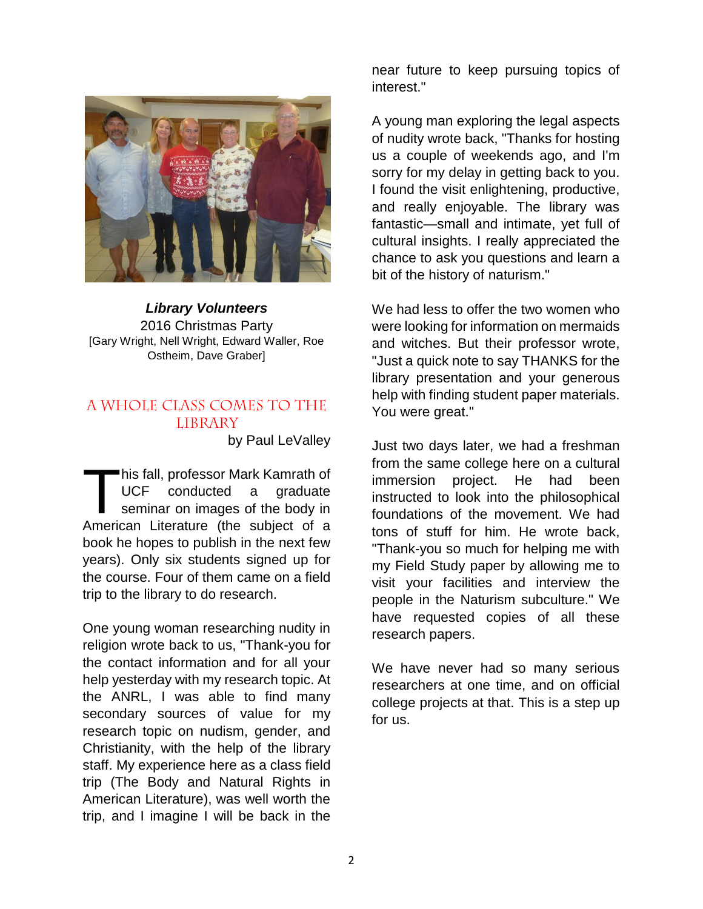***Library Volunteers***
2016 Christmas Party
[Gary Wright, Nell Wright, Edward Waller, Roe Ostheim, Dave Graber]

## A Whole Class Comes to the Library

by Paul LeValley

This fall, professor Mark Kamrath of UCF conducted a graduate seminar on images of the body in American Literature (the subject of a book he hopes to publish in the next few years). Only six students signed up for the course. Four of them came on a field trip to the library to do research.

One young woman researching nudity in religion wrote back to us, "Thank-you for the contact information and for all your help yesterday with my research topic. At the ANRL, I was able to find many secondary sources of value for my research topic on nudism, gender, and Christianity, with the help of the library staff. My experience here as a class field trip (The Body and Natural Rights in American Literature), was well worth the trip, and I imagine I will be back in the near future to keep pursuing topics of interest."

A young man exploring the legal aspects of nudity wrote back, "Thanks for hosting us a couple of weekends ago, and I'm sorry for my delay in getting back to you. I found the visit enlightening, productive, and really enjoyable. The library was fantastic—small and intimate, yet full of cultural insights. I really appreciated the chance to ask you questions and learn a bit of the history of naturism."

We had less to offer the two women who were looking for information on mermaids and witches. But their professor wrote, "Just a quick note to say THANKS for the library presentation and your generous help with finding student paper materials. You were great."

Just two days later, we had a freshman from the same college here on a cultural immersion project. He had been instructed to look into the philosophical foundations of the movement. We had tons of stuff for him. He wrote back, "Thank-you so much for helping me with my Field Study paper by allowing me to visit your facilities and interview the people in the Naturism subculture." We have requested copies of all these research papers.

We have never had so many serious researchers at one time, and on official college projects at that. This is a step up for us.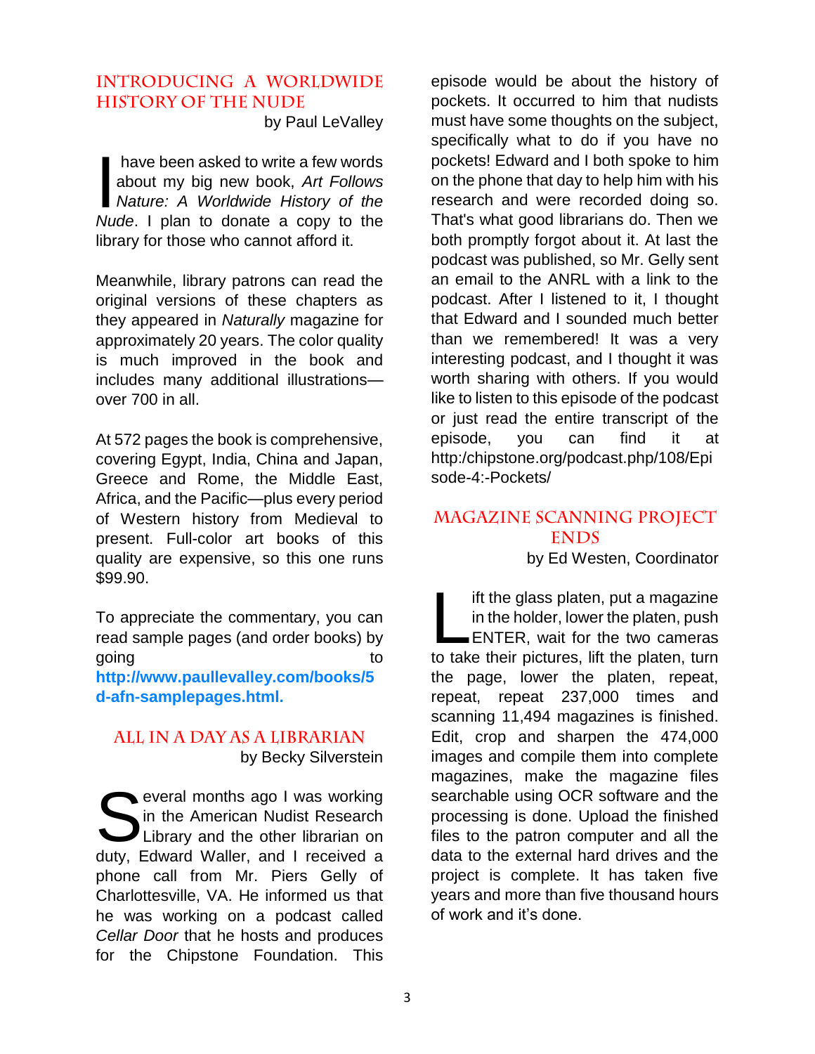## Introducing a Worldwide History of the Nude

by Paul LeValley

I have been asked to write a few words about my big new book, *Art Follows Nature: A Worldwide History of the Nude*. I plan to donate a copy to the library for those who cannot afford it.

Meanwhile, library patrons can read the original versions of these chapters as they appeared in *Naturally* magazine for approximately 20 years. The color quality is much improved in the book and includes many additional illustrations—over 700 in all.

At 572 pages the book is comprehensive, covering Egypt, India, China and Japan, Greece and Rome, the Middle East, Africa, and the Pacific—plus every period of Western history from Medieval to present. Full-color art books of this quality are expensive, so this one runs $99.90.

To appreciate the commentary, you can read sample pages (and order books) by going to **http://www.paullevalley.com/books/5d-afn-samplepages.html.**

## All in a Day as a Librarian

by Becky Silverstein

Several months ago I was working in the American Nudist Research Library and the other librarian on duty, Edward Waller, and I received a phone call from Mr. Piers Gelly of Charlottesville, VA. He informed us that he was working on a podcast called *Cellar Door* that he hosts and produces for the Chipstone Foundation. This episode would be about the history of pockets. It occurred to him that nudists must have some thoughts on the subject, specifically what to do if you have no pockets! Edward and I both spoke to him on the phone that day to help him with his research and were recorded doing so. That's what good librarians do. Then we both promptly forgot about it. At last the podcast was published, so Mr. Gelly sent an email to the ANRL with a link to the podcast. After I listened to it, I thought that Edward and I sounded much better than we remembered! It was a very interesting podcast, and I thought it was worth sharing with others. If you would like to listen to this episode of the podcast or just read the entire transcript of the episode, you can find it at http:/chipstone.org/podcast.php/108/Episode-4:-Pockets/

## Magazine Scanning Project Ends

by Ed Westen, Coordinator

Lift the glass platen, put a magazine in the holder, lower the platen, push ENTER, wait for the two cameras to take their pictures, lift the platen, turn the page, lower the platen, repeat, repeat, repeat 237,000 times and scanning 11,494 magazines is finished. Edit, crop and sharpen the 474,000 images and compile them into complete magazines, make the magazine files searchable using OCR software and the processing is done. Upload the finished files to the patron computer and all the data to the external hard drives and the project is complete. It has taken five years and more than five thousand hours of work and it's done.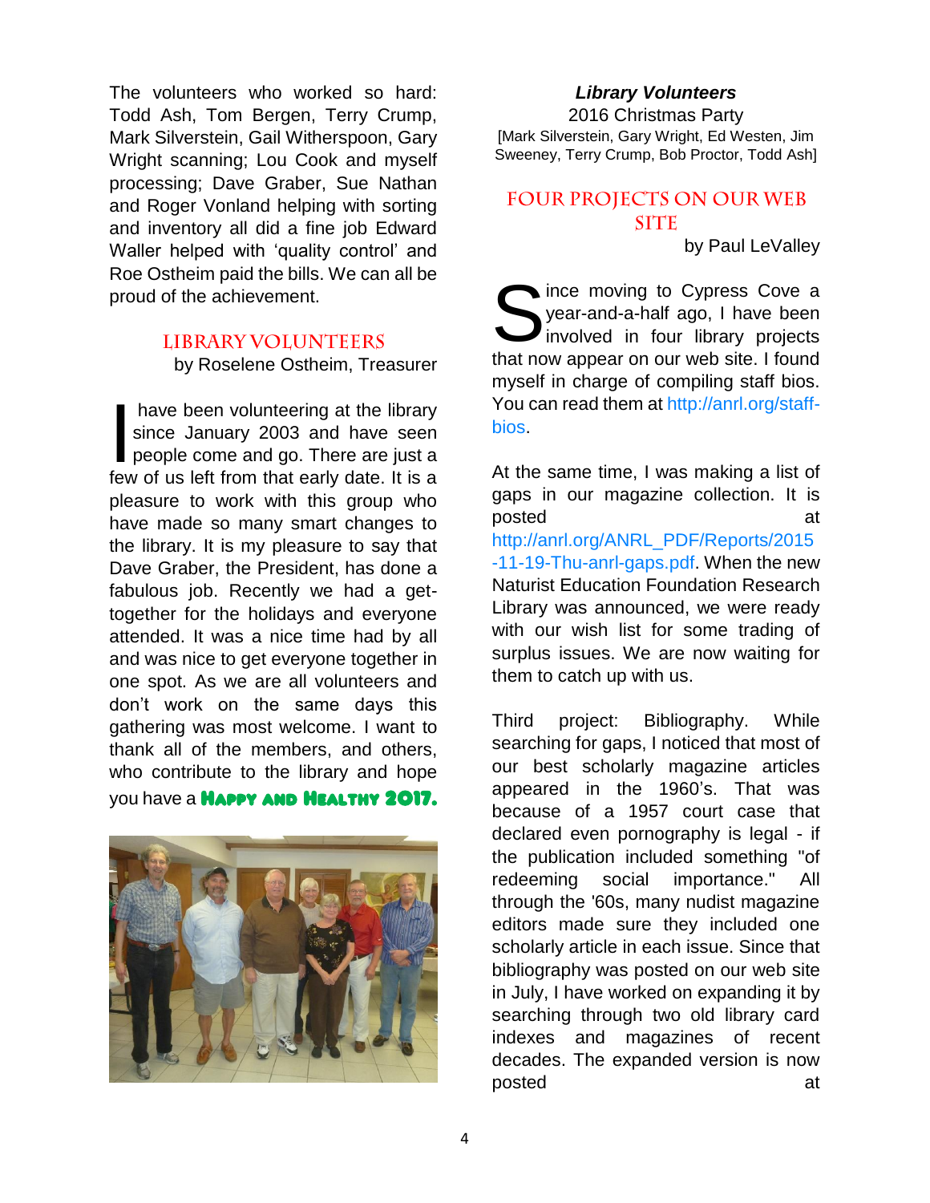The volunteers who worked so hard: Todd Ash, Tom Bergen, Terry Crump, Mark Silverstein, Gail Witherspoon, Gary Wright scanning; Lou Cook and myself processing; Dave Graber, Sue Nathan and Roger Vonland helping with sorting and inventory all did a fine job Edward Waller helped with 'quality control' and Roe Ostheim paid the bills. We can all be proud of the achievement.

## Library Volunteers

by Roselene Ostheim, Treasurer

I have been volunteering at the library since January 2003 and have seen people come and go. There are just a few of us left from that early date. It is a pleasure to work with this group who have made so many smart changes to the library. It is my pleasure to say that Dave Graber, the President, has done a fabulous job. Recently we had a get-together for the holidays and everyone attended. It was a nice time had by all and was nice to get everyone together in one spot. As we are all volunteers and don't work on the same days this gathering was most welcome. I want to thank all of the members, and others, who contribute to the library and hope you have a **Happy and Healthy 2017.**

***Library Volunteers***
2016 Christmas Party
[Mark Silverstein, Gary Wright, Ed Westen, Jim Sweeney, Terry Crump, Bob Proctor, Todd Ash]

## Four Projects on Our Web Site

by Paul LeValley

Since moving to Cypress Cove a year-and-a-half ago, I have been involved in four library projects that now appear on our web site. I found myself in charge of compiling staff bios. You can read them at http://anrl.org/staff-bios.

At the same time, I was making a list of gaps in our magazine collection. It is posted at http://anrl.org/ANRL_PDF/Reports/2015-11-19-Thu-anrl-gaps.pdf. When the new Naturist Education Foundation Research Library was announced, we were ready with our wish list for some trading of surplus issues. We are now waiting for them to catch up with us.

Third project: Bibliography. While searching for gaps, I noticed that most of our best scholarly magazine articles appeared in the 1960's. That was because of a 1957 court case that declared even pornography is legal - if the publication included something "of redeeming social importance." All through the '60s, many nudist magazine editors made sure they included one scholarly article in each issue. Since that bibliography was posted on our web site in July, I have worked on expanding it by searching through two old library card indexes and magazines of recent decades. The expanded version is now posted at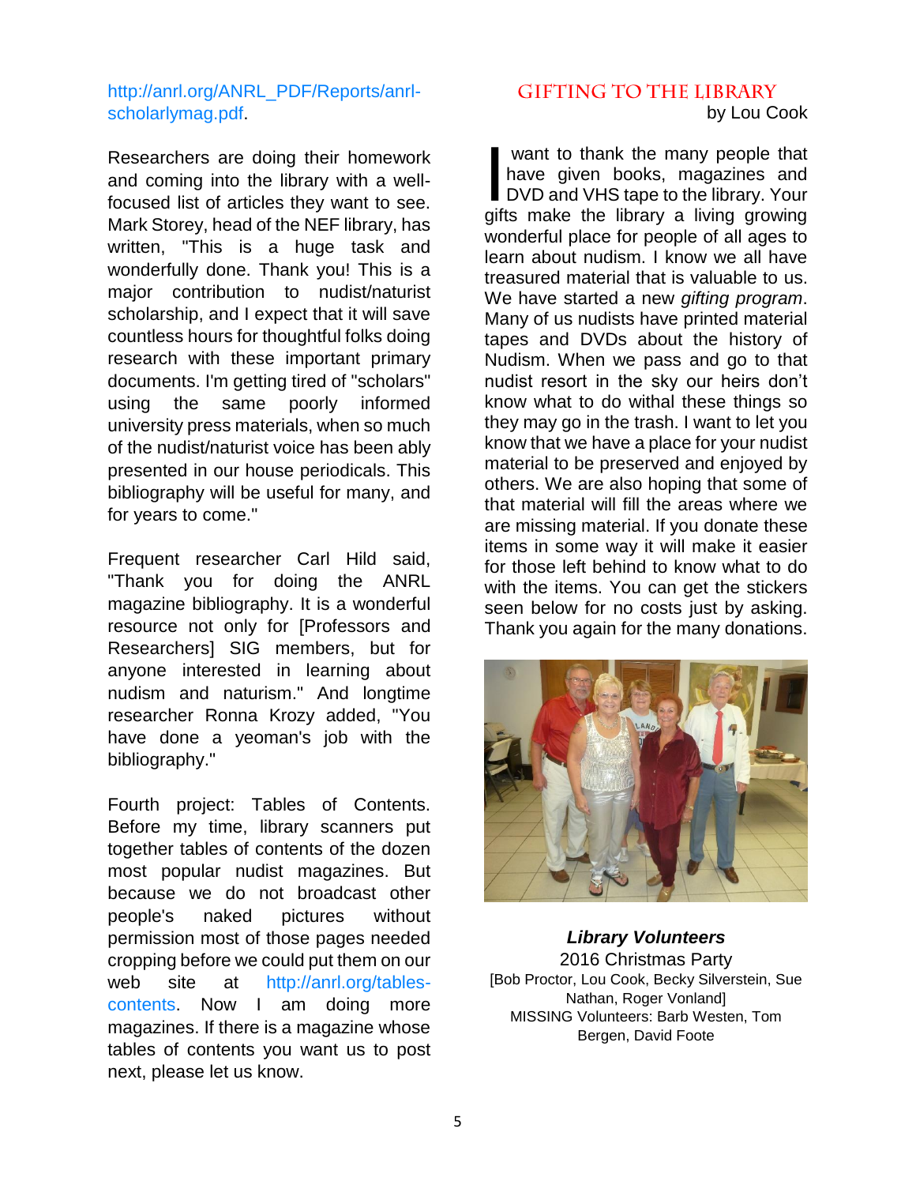http://anrl.org/ANRL_PDF/Reports/anrl-scholarlymag.pdf.

Researchers are doing their homework and coming into the library with a well-focused list of articles they want to see. Mark Storey, head of the NEF library, has written, "This is a huge task and wonderfully done. Thank you! This is a major contribution to nudist/naturist scholarship, and I expect that it will save countless hours for thoughtful folks doing research with these important primary documents. I'm getting tired of "scholars" using the same poorly informed university press materials, when so much of the nudist/naturist voice has been ably presented in our house periodicals. This bibliography will be useful for many, and for years to come."

Frequent researcher Carl Hild said, "Thank you for doing the ANRL magazine bibliography. It is a wonderful resource not only for [Professors and Researchers] SIG members, but for anyone interested in learning about nudism and naturism." And longtime researcher Ronna Krozy added, "You have done a yeoman's job with the bibliography."

Fourth project: Tables of Contents. Before my time, library scanners put together tables of contents of the dozen most popular nudist magazines. But because we do not broadcast other people's naked pictures without permission most of those pages needed cropping before we could put them on our web site at http://anrl.org/tables-contents. Now I am doing more magazines. If there is a magazine whose tables of contents you want us to post next, please let us know.

## GIFTING TO THE LIBRARY

by Lou Cook

I want to thank the many people that have given books, magazines and DVD and VHS tape to the library. Your gifts make the library a living growing wonderful place for people of all ages to learn about nudism. I know we all have treasured material that is valuable to us. We have started a new *gifting program*. Many of us nudists have printed material tapes and DVDs about the history of Nudism. When we pass and go to that nudist resort in the sky our heirs don't know what to do withal these things so they may go in the trash. I want to let you know that we have a place for your nudist material to be preserved and enjoyed by others. We are also hoping that some of that material will fill the areas where we are missing material. If you donate these items in some way it will make it easier for those left behind to know what to do with the items. You can get the stickers seen below for no costs just by asking. Thank you again for the many donations.

***Library Volunteers***
2016 Christmas Party
[Bob Proctor, Lou Cook, Becky Silverstein, Sue Nathan, Roger Vonland]
MISSING Volunteers: Barb Westen, Tom Bergen, David Foote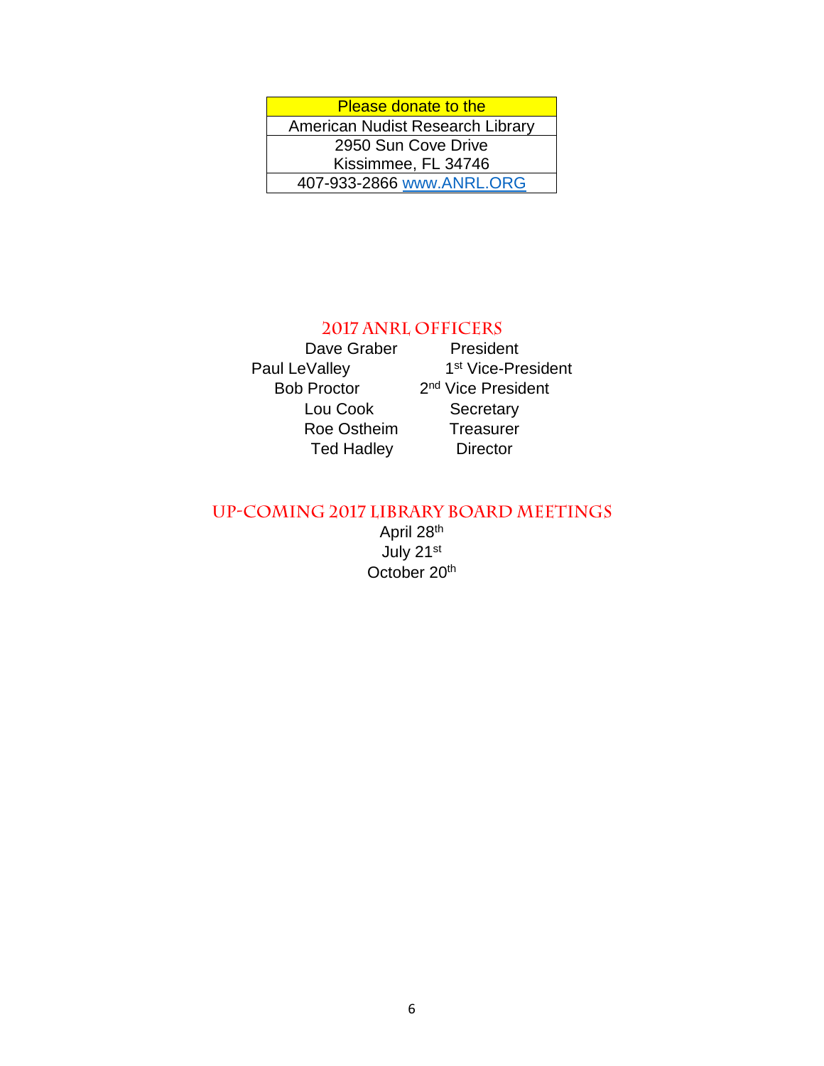| Please donate to the |
| --- |
| American Nudist Research Library |
| 2950 Sun Cove Drive<br>Kissimmee, FL 34746 |
| 407-933-2866 [www.ANRL.ORG](http://www.ANRL.ORG) |

## 2017 ANRL OFFICERS

| | |
| --- | --- |
| Dave Graber | President |
| Paul LeValley | 1st Vice-President |
| Bob Proctor | 2nd Vice President |
| Lou Cook | Secretary |
| Roe Ostheim | Treasurer |
| Ted Hadley | Director |

## UP-COMING 2017 LIBRARY BOARD MEETINGS

April 28th

July 21st

October 20th